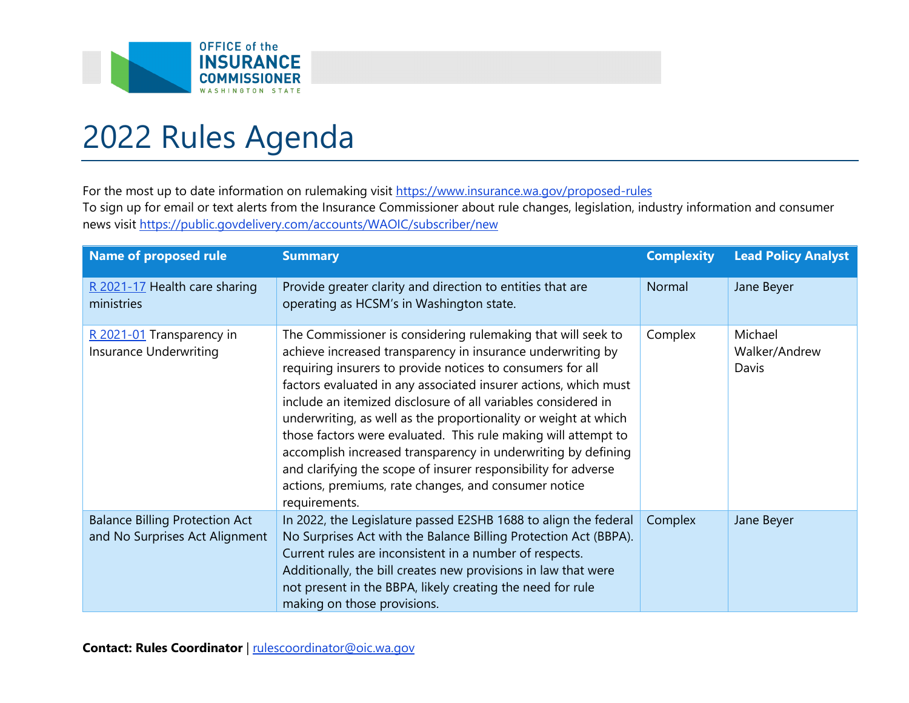OFFICE of the INSURANCE COMMISSIONER WASHINGTON STATE

# 2022 Rules Agenda

For the most up to date information on rulemaking visit https://www.insurance.wa.gov/proposed-rules
To sign up for email or text alerts from the Insurance Commissioner about rule changes, legislation, industry information and consumer news visit https://public.govdelivery.com/accounts/WAOIC/subscriber/new

| Name of proposed rule | Summary | Complexity | Lead Policy Analyst |
|---|---|---|---|
| R 2021-17 Health care sharing ministries | Provide greater clarity and direction to entities that are operating as HCSM's in Washington state. | Normal | Jane Beyer |
| R 2021-01 Transparency in Insurance Underwriting | The Commissioner is considering rulemaking that will seek to achieve increased transparency in insurance underwriting by requiring insurers to provide notices to consumers for all factors evaluated in any associated insurer actions, which must include an itemized disclosure of all variables considered in underwriting, as well as the proportionality or weight at which those factors were evaluated. This rule making will attempt to accomplish increased transparency in underwriting by defining and clarifying the scope of insurer responsibility for adverse actions, premiums, rate changes, and consumer notice requirements. | Complex | Michael Walker/Andrew Davis |
| Balance Billing Protection Act and No Surprises Act Alignment | In 2022, the Legislature passed E2SHB 1688 to align the federal No Surprises Act with the Balance Billing Protection Act (BBPA). Current rules are inconsistent in a number of respects. Additionally, the bill creates new provisions in law that were not present in the BBPA, likely creating the need for rule making on those provisions. | Complex | Jane Beyer |

**Contact: Rules Coordinator** | rulescoordinator@oic.wa.gov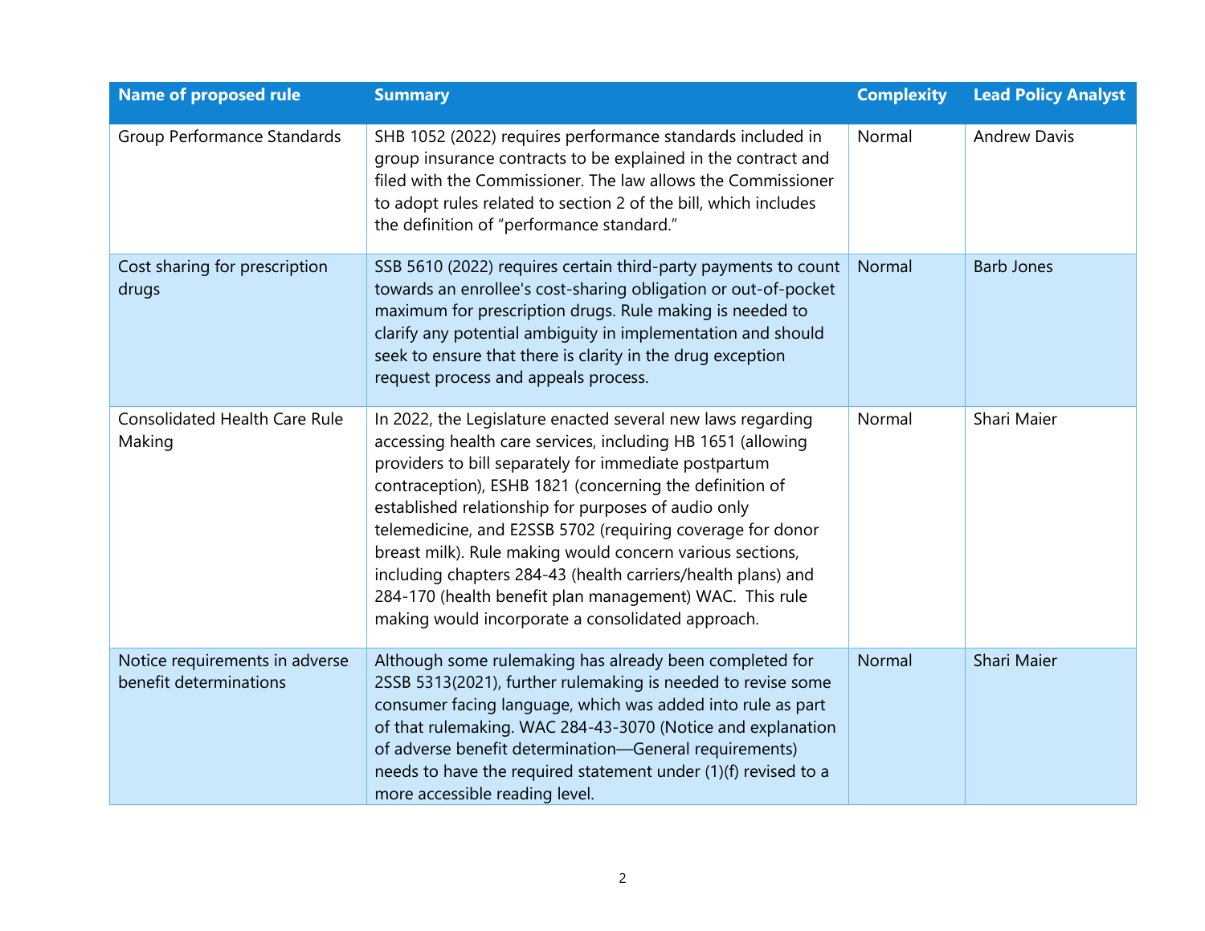| Name of proposed rule | Summary | Complexity | Lead Policy Analyst |
| --- | --- | --- | --- |
| Group Performance Standards | SHB 1052 (2022) requires performance standards included in group insurance contracts to be explained in the contract and filed with the Commissioner. The law allows the Commissioner to adopt rules related to section 2 of the bill, which includes the definition of "performance standard." | Normal | Andrew Davis |
| Cost sharing for prescription drugs | SSB 5610 (2022) requires certain third-party payments to count towards an enrollee's cost-sharing obligation or out-of-pocket maximum for prescription drugs. Rule making is needed to clarify any potential ambiguity in implementation and should seek to ensure that there is clarity in the drug exception request process and appeals process. | Normal | Barb Jones |
| Consolidated Health Care Rule Making | In 2022, the Legislature enacted several new laws regarding accessing health care services, including HB 1651 (allowing providers to bill separately for immediate postpartum contraception), ESHB 1821 (concerning the definition of established relationship for purposes of audio only telemedicine, and E2SSB 5702 (requiring coverage for donor breast milk). Rule making would concern various sections, including chapters 284-43 (health carriers/health plans) and 284-170 (health benefit plan management) WAC. This rule making would incorporate a consolidated approach. | Normal | Shari Maier |
| Notice requirements in adverse benefit determinations | Although some rulemaking has already been completed for 2SSB 5313(2021), further rulemaking is needed to revise some consumer facing language, which was added into rule as part of that rulemaking. WAC 284-43-3070 (Notice and explanation of adverse benefit determination—General requirements) needs to have the required statement under (1)(f) revised to a more accessible reading level. | Normal | Shari Maier |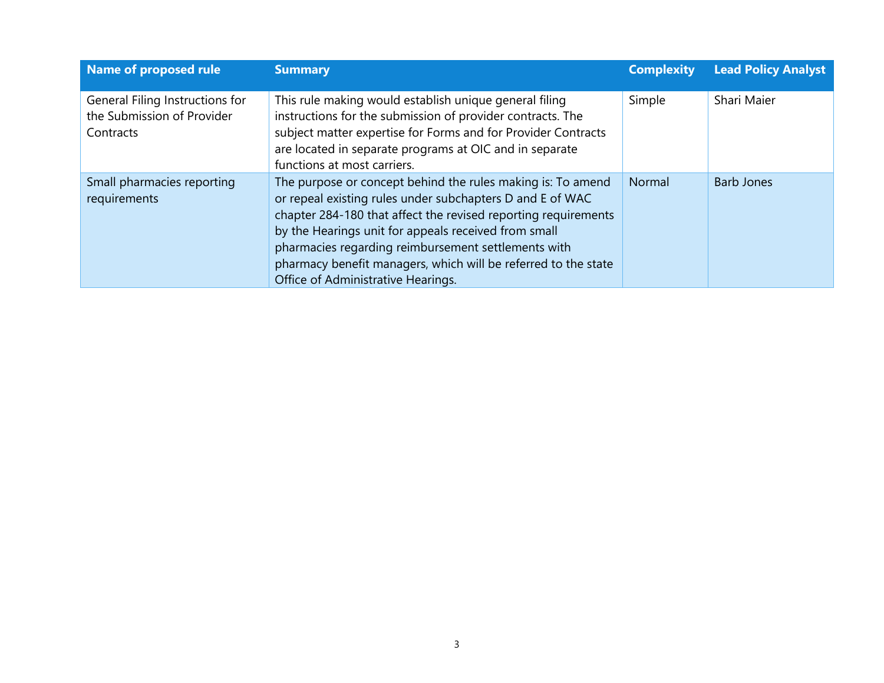| Name of proposed rule | Summary | Complexity | Lead Policy Analyst |
|---|---|---|---|
| General Filing Instructions for the Submission of Provider Contracts | This rule making would establish unique general filing instructions for the submission of provider contracts. The subject matter expertise for Forms and for Provider Contracts are located in separate programs at OIC and in separate functions at most carriers. | Simple | Shari Maier |
| Small pharmacies reporting requirements | The purpose or concept behind the rules making is: To amend or repeal existing rules under subchapters D and E of WAC chapter 284-180 that affect the revised reporting requirements by the Hearings unit for appeals received from small pharmacies regarding reimbursement settlements with pharmacy benefit managers, which will be referred to the state Office of Administrative Hearings. | Normal | Barb Jones |